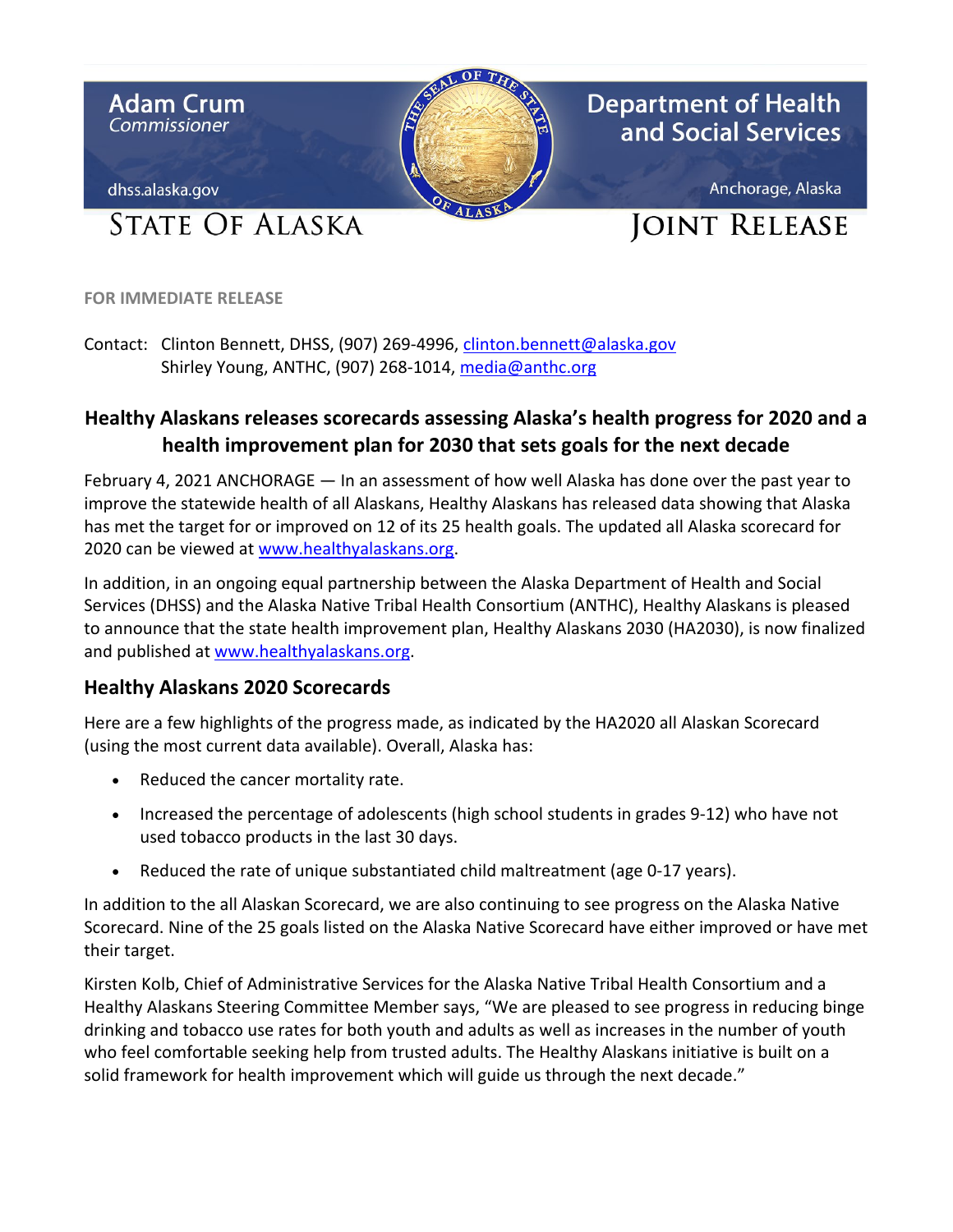Adam Crum
*Commissioner*

dhss.alaska.gov

Department of Health and Social Services

Anchorage, Alaska

STATE OF ALASKA

JOINT RELEASE

**FOR IMMEDIATE RELEASE**

Contact: Clinton Bennett, DHSS, (907) 269-4996, clinton.bennett@alaska.gov
Shirley Young, ANTHC, (907) 268-1014, media@anthc.org

## Healthy Alaskans releases scorecards assessing Alaska's health progress for 2020 and a health improvement plan for 2030 that sets goals for the next decade

February 4, 2021 ANCHORAGE — In an assessment of how well Alaska has done over the past year to improve the statewide health of all Alaskans, Healthy Alaskans has released data showing that Alaska has met the target for or improved on 12 of its 25 health goals. The updated all Alaska scorecard for 2020 can be viewed at www.healthyalaskans.org.

In addition, in an ongoing equal partnership between the Alaska Department of Health and Social Services (DHSS) and the Alaska Native Tribal Health Consortium (ANTHC), Healthy Alaskans is pleased to announce that the state health improvement plan, Healthy Alaskans 2030 (HA2030), is now finalized and published at www.healthyalaskans.org.

### Healthy Alaskans 2020 Scorecards

Here are a few highlights of the progress made, as indicated by the HA2020 all Alaskan Scorecard (using the most current data available). Overall, Alaska has:

- Reduced the cancer mortality rate.
- Increased the percentage of adolescents (high school students in grades 9-12) who have not used tobacco products in the last 30 days.
- Reduced the rate of unique substantiated child maltreatment (age 0-17 years).

In addition to the all Alaskan Scorecard, we are also continuing to see progress on the Alaska Native Scorecard. Nine of the 25 goals listed on the Alaska Native Scorecard have either improved or have met their target.

Kirsten Kolb, Chief of Administrative Services for the Alaska Native Tribal Health Consortium and a Healthy Alaskans Steering Committee Member says, "We are pleased to see progress in reducing binge drinking and tobacco use rates for both youth and adults as well as increases in the number of youth who feel comfortable seeking help from trusted adults. The Healthy Alaskans initiative is built on a solid framework for health improvement which will guide us through the next decade."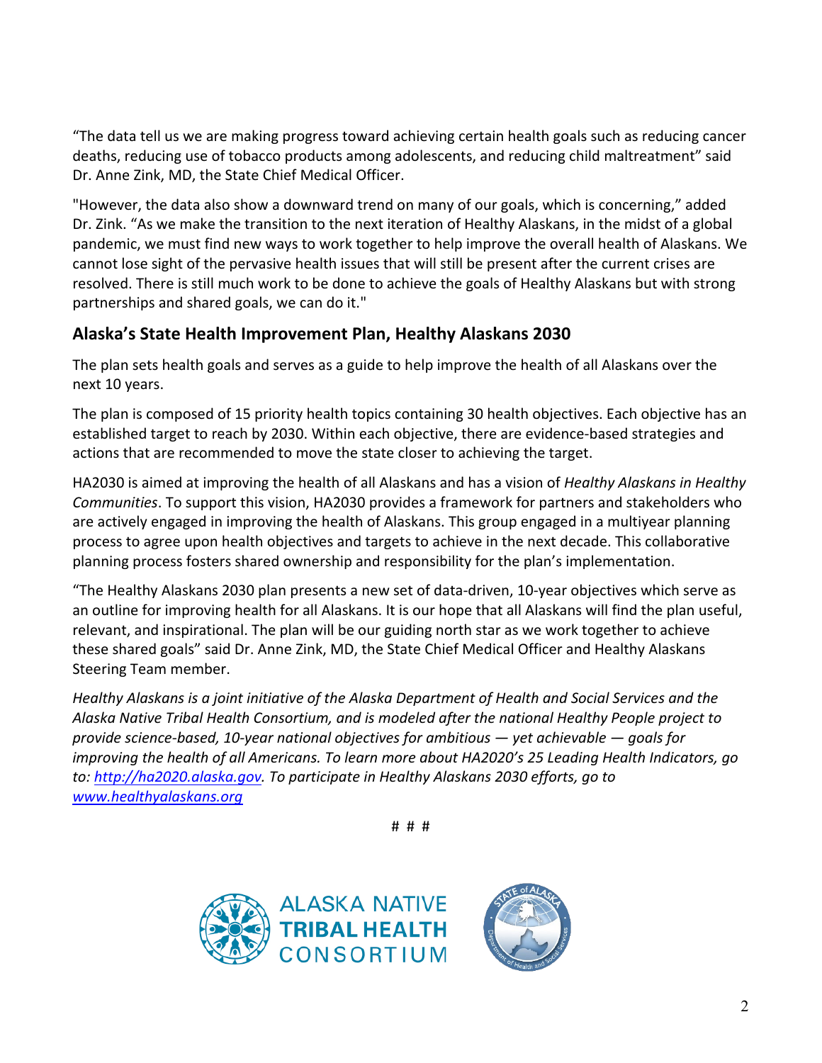"The data tell us we are making progress toward achieving certain health goals such as reducing cancer deaths, reducing use of tobacco products among adolescents, and reducing child maltreatment" said Dr. Anne Zink, MD, the State Chief Medical Officer.

"However, the data also show a downward trend on many of our goals, which is concerning," added Dr. Zink. "As we make the transition to the next iteration of Healthy Alaskans, in the midst of a global pandemic, we must find new ways to work together to help improve the overall health of Alaskans. We cannot lose sight of the pervasive health issues that will still be present after the current crises are resolved. There is still much work to be done to achieve the goals of Healthy Alaskans but with strong partnerships and shared goals, we can do it."

## Alaska's State Health Improvement Plan, Healthy Alaskans 2030

The plan sets health goals and serves as a guide to help improve the health of all Alaskans over the next 10 years.

The plan is composed of 15 priority health topics containing 30 health objectives. Each objective has an established target to reach by 2030. Within each objective, there are evidence-based strategies and actions that are recommended to move the state closer to achieving the target.

HA2030 is aimed at improving the health of all Alaskans and has a vision of *Healthy Alaskans in Healthy Communities*. To support this vision, HA2030 provides a framework for partners and stakeholders who are actively engaged in improving the health of Alaskans. This group engaged in a multiyear planning process to agree upon health objectives and targets to achieve in the next decade. This collaborative planning process fosters shared ownership and responsibility for the plan's implementation.

"The Healthy Alaskans 2030 plan presents a new set of data-driven, 10-year objectives which serve as an outline for improving health for all Alaskans. It is our hope that all Alaskans will find the plan useful, relevant, and inspirational. The plan will be our guiding north star as we work together to achieve these shared goals" said Dr. Anne Zink, MD, the State Chief Medical Officer and Healthy Alaskans Steering Team member.

*Healthy Alaskans is a joint initiative of the Alaska Department of Health and Social Services and the Alaska Native Tribal Health Consortium, and is modeled after the national Healthy People project to provide science-based, 10-year national objectives for ambitious — yet achievable — goals for improving the health of all Americans. To learn more about HA2020's 25 Leading Health Indicators, go to: [http://ha2020.alaska.gov](http://ha2020.alaska.gov). To participate in Healthy Alaskans 2030 efforts, go to [www.healthyalaskans.org](http://www.healthyalaskans.org)*

# # #

ALASKA NATIVE TRIBAL HEALTH CONSORTIUM